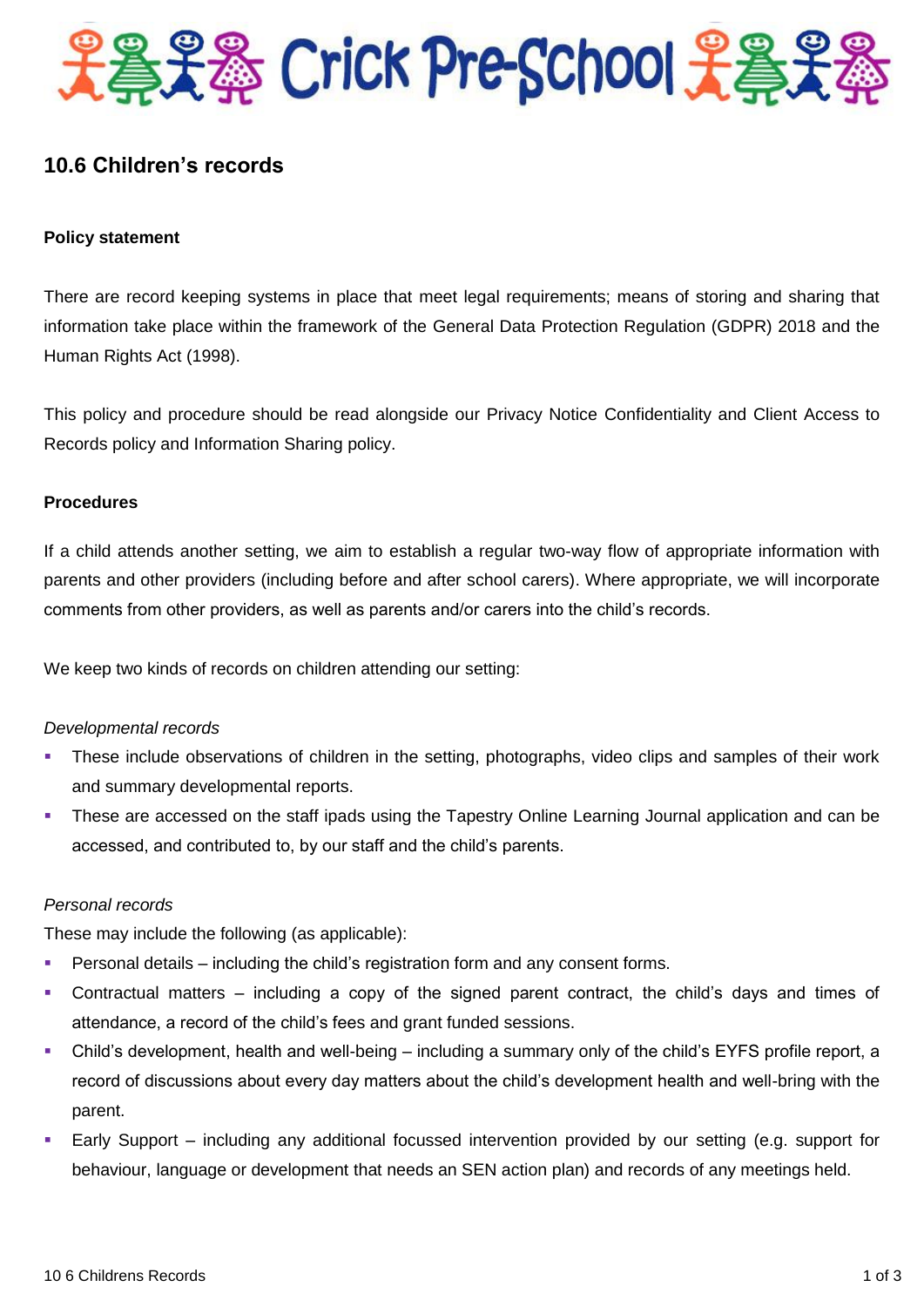# Crick Pre-School

## 10.6 Children's records

**Policy statement**

There are record keeping systems in place that meet legal requirements; means of storing and sharing that information take place within the framework of the General Data Protection Regulation (GDPR) 2018 and the Human Rights Act (1998).

This policy and procedure should be read alongside our Privacy Notice Confidentiality and Client Access to Records policy and Information Sharing policy.

**Procedures**

If a child attends another setting, we aim to establish a regular two-way flow of appropriate information with parents and other providers (including before and after school carers). Where appropriate, we will incorporate comments from other providers, as well as parents and/or carers into the child's records.

We keep two kinds of records on children attending our setting:

*Developmental records*

- These include observations of children in the setting, photographs, video clips and samples of their work and summary developmental reports.
- These are accessed on the staff ipads using the Tapestry Online Learning Journal application and can be accessed, and contributed to, by our staff and the child's parents.

*Personal records*

These may include the following (as applicable):

- Personal details – including the child's registration form and any consent forms.
- Contractual matters – including a copy of the signed parent contract, the child's days and times of attendance, a record of the child's fees and grant funded sessions.
- Child's development, health and well-being – including a summary only of the child's EYFS profile report, a record of discussions about every day matters about the child's development health and well-bring with the parent.
- Early Support – including any additional focussed intervention provided by our setting (e.g. support for behaviour, language or development that needs an SEN action plan) and records of any meetings held.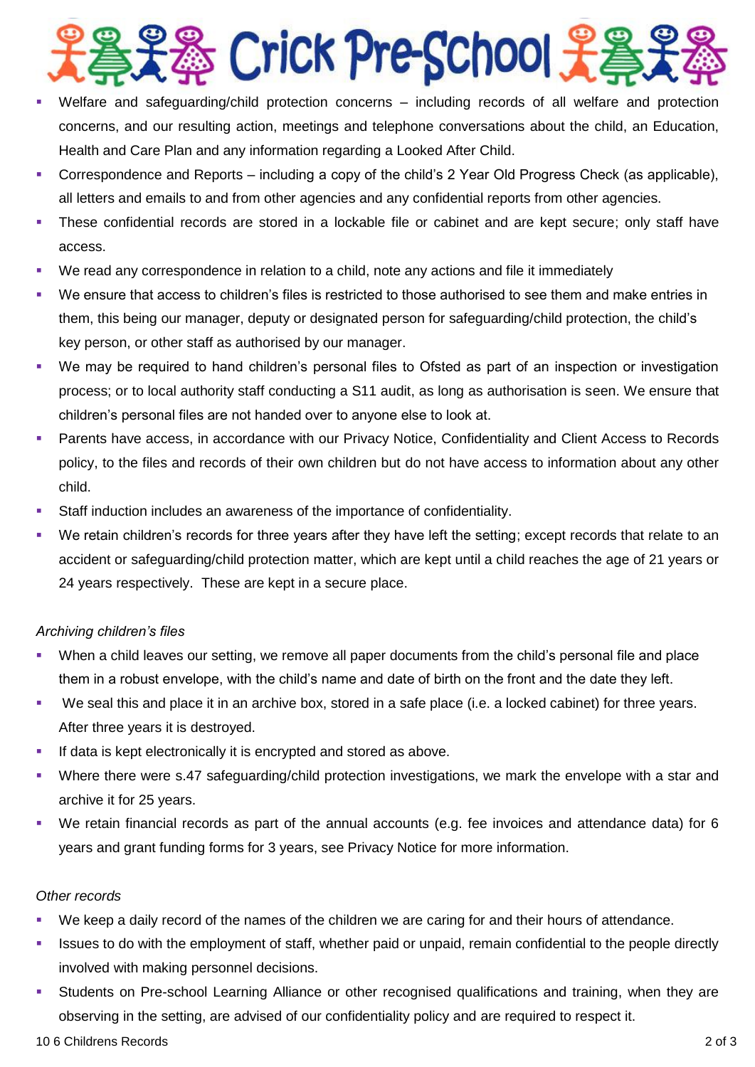- Welfare and safeguarding/child protection concerns – including records of all welfare and protection concerns, and our resulting action, meetings and telephone conversations about the child, an Education, Health and Care Plan and any information regarding a Looked After Child.
- Correspondence and Reports – including a copy of the child's 2 Year Old Progress Check (as applicable), all letters and emails to and from other agencies and any confidential reports from other agencies.
- These confidential records are stored in a lockable file or cabinet and are kept secure; only staff have access.
- We read any correspondence in relation to a child, note any actions and file it immediately
- We ensure that access to children's files is restricted to those authorised to see them and make entries in them, this being our manager, deputy or designated person for safeguarding/child protection, the child's key person, or other staff as authorised by our manager.
- We may be required to hand children's personal files to Ofsted as part of an inspection or investigation process; or to local authority staff conducting a S11 audit, as long as authorisation is seen. We ensure that children's personal files are not handed over to anyone else to look at.
- Parents have access, in accordance with our Privacy Notice, Confidentiality and Client Access to Records policy, to the files and records of their own children but do not have access to information about any other child.
- Staff induction includes an awareness of the importance of confidentiality.
- We retain children's records for three years after they have left the setting; except records that relate to an accident or safeguarding/child protection matter, which are kept until a child reaches the age of 21 years or 24 years respectively. These are kept in a secure place.

*Archiving children's files*

- When a child leaves our setting, we remove all paper documents from the child's personal file and place them in a robust envelope, with the child's name and date of birth on the front and the date they left.
- We seal this and place it in an archive box, stored in a safe place (i.e. a locked cabinet) for three years. After three years it is destroyed.
- If data is kept electronically it is encrypted and stored as above.
- Where there were s.47 safeguarding/child protection investigations, we mark the envelope with a star and archive it for 25 years.
- We retain financial records as part of the annual accounts (e.g. fee invoices and attendance data) for 6 years and grant funding forms for 3 years, see Privacy Notice for more information.

*Other records*

- We keep a daily record of the names of the children we are caring for and their hours of attendance.
- Issues to do with the employment of staff, whether paid or unpaid, remain confidential to the people directly involved with making personnel decisions.
- Students on Pre-school Learning Alliance or other recognised qualifications and training, when they are observing in the setting, are advised of our confidentiality policy and are required to respect it.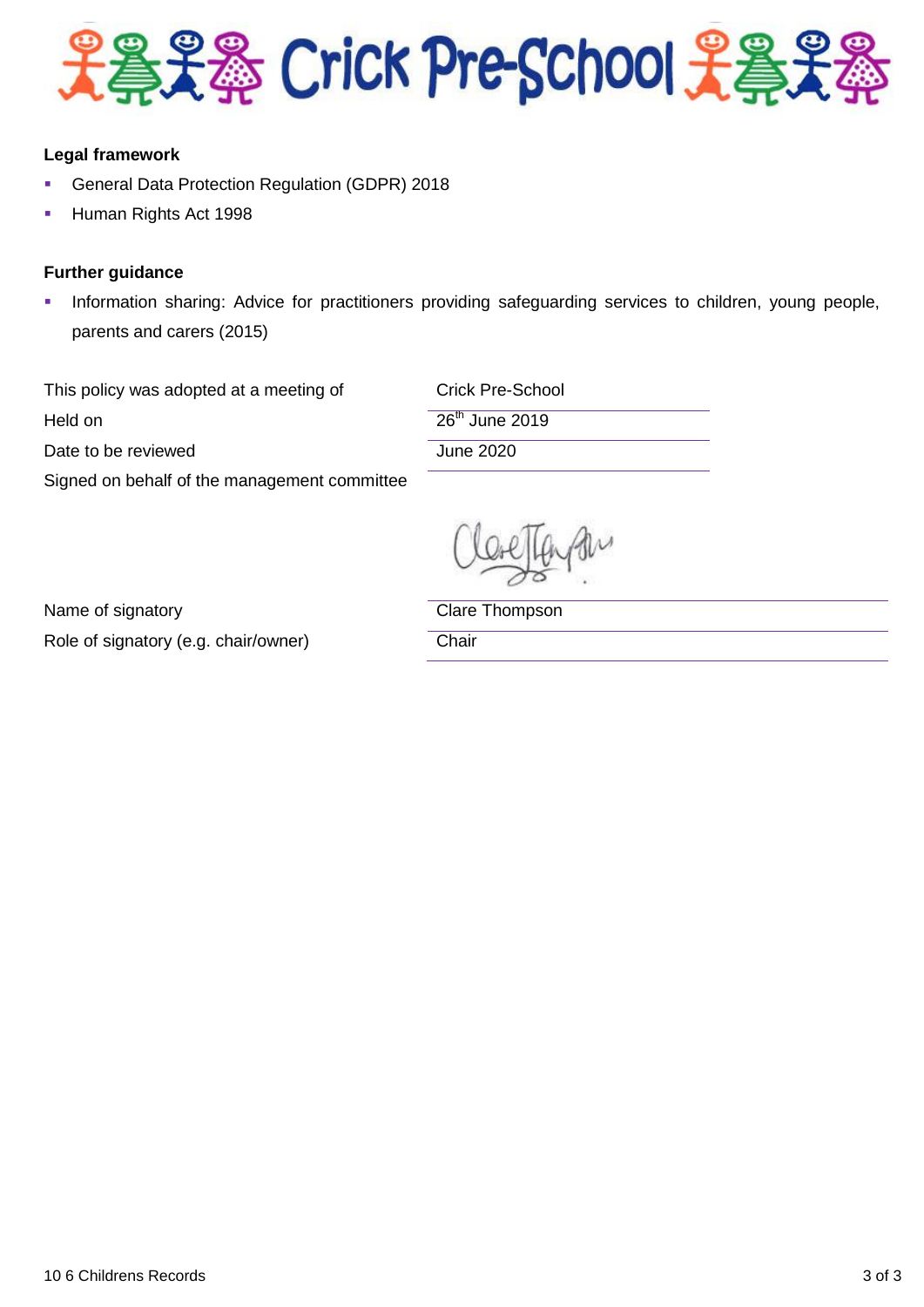# Crick Pre-School

**Legal framework**

- General Data Protection Regulation (GDPR) 2018
- Human Rights Act 1998

**Further guidance**

- Information sharing: Advice for practitioners providing safeguarding services to children, young people, parents and carers (2015)

| | |
|---|---|
| This policy was adopted at a meeting of | Crick Pre-School |
| Held on | 26th June 2019 |
| Date to be reviewed | June 2020 |
| Signed on behalf of the management committee | |
| Name of signatory | Clare Thompson |
| Role of signatory (e.g. chair/owner) | Chair |